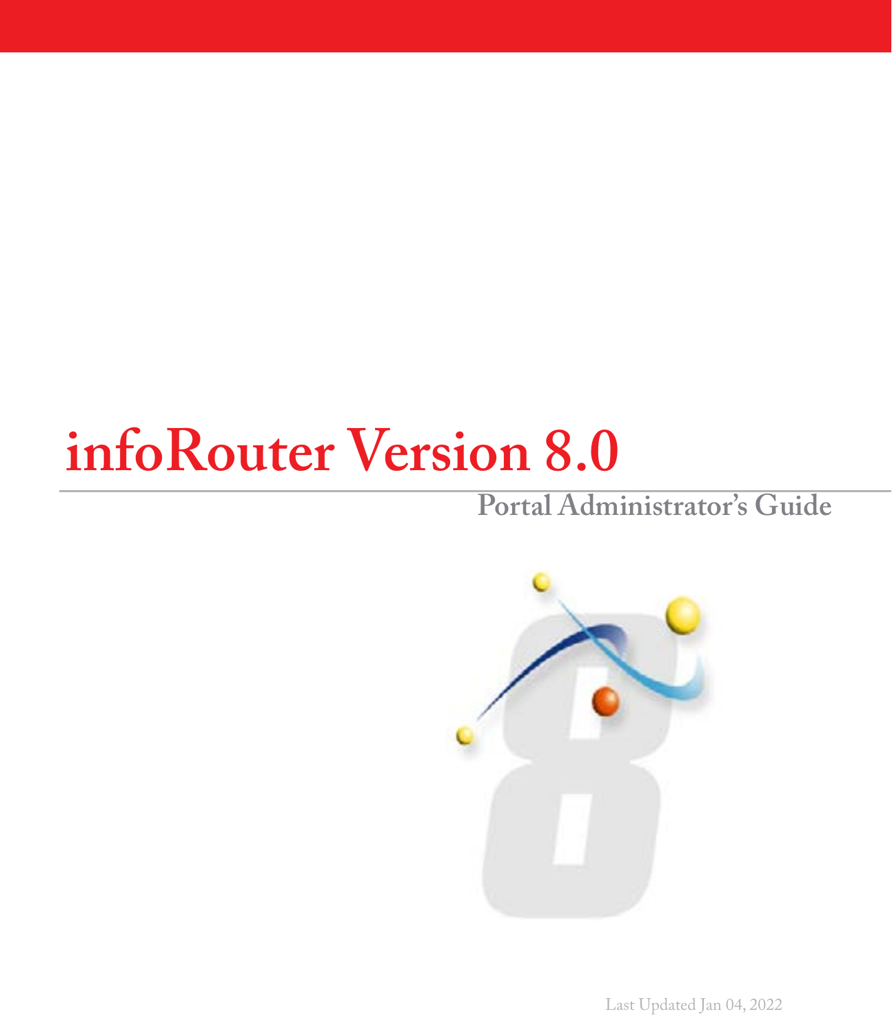# infoRouter Version 8.0

## Portal Administrator's Guide

Last Updated Jan 04, 2022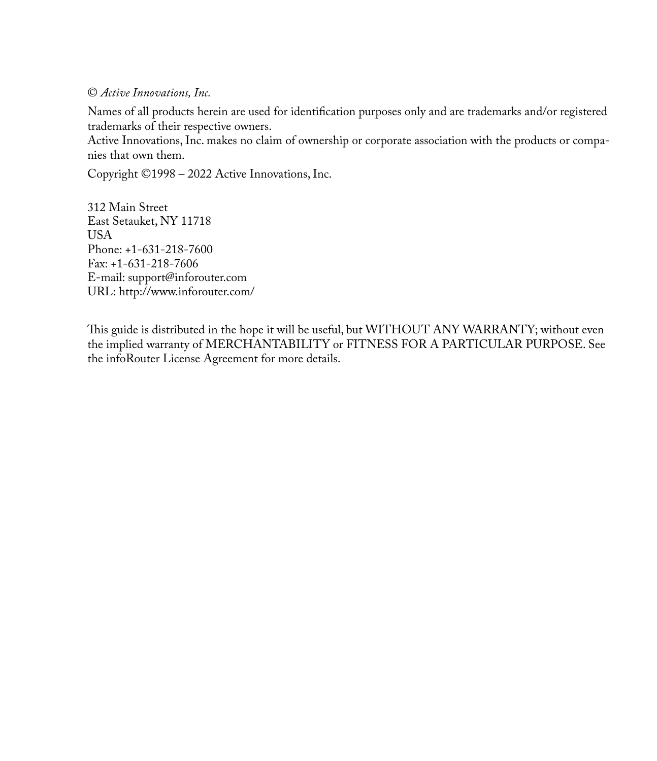© *Active Innovations, Inc.*

Names of all products herein are used for identification purposes only and are trademarks and/or registered trademarks of their respective owners.
Active Innovations, Inc. makes no claim of ownership or corporate association with the products or companies that own them.

Copyright ©1998 – 2022 Active Innovations, Inc.

312 Main Street
East Setauket, NY 11718
USA
Phone: +1-631-218-7600
Fax: +1-631-218-7606
E-mail: support@inforouter.com
URL: http://www.inforouter.com/

This guide is distributed in the hope it will be useful, but WITHOUT ANY WARRANTY; without even the implied warranty of MERCHANTABILITY or FITNESS FOR A PARTICULAR PURPOSE. See the infoRouter License Agreement for more details.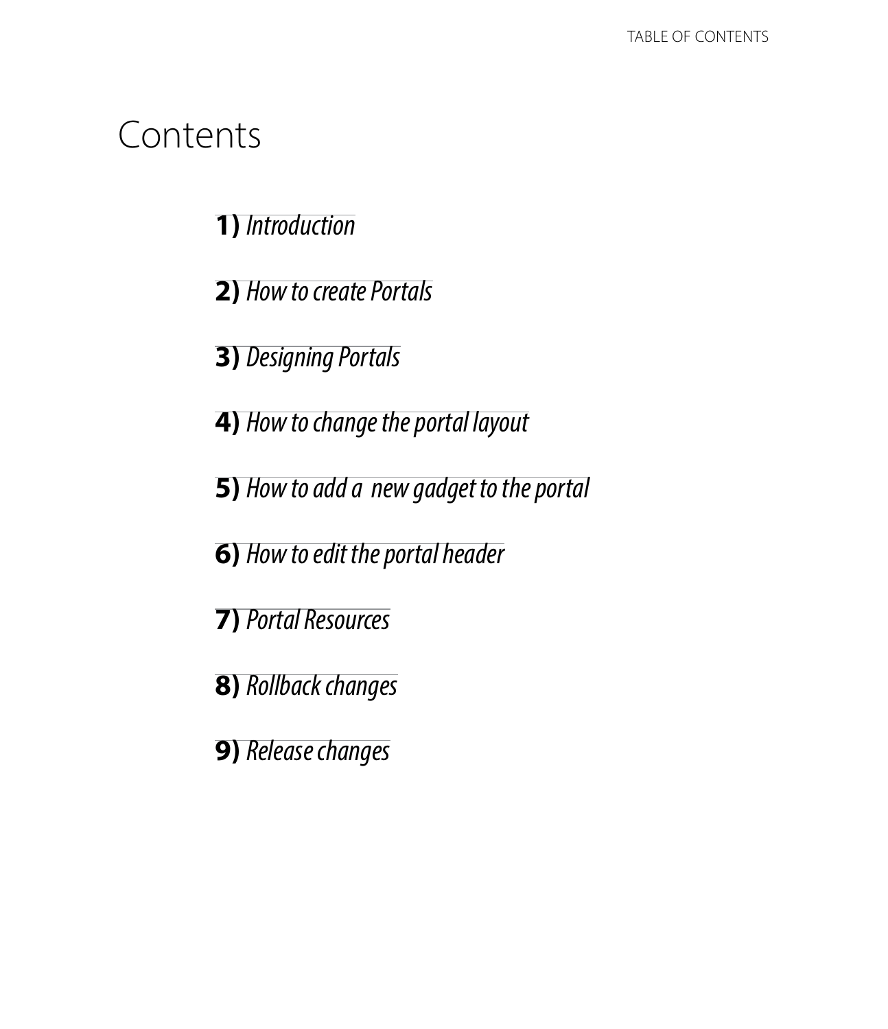# Contents

**1)** *Introduction*

**2)** *How to create Portals*

**3)** *Designing Portals*

**4)** *How to change the portal layout*

**5)** *How to add a  new gadget to the portal*

**6)** *How to edit the portal header*

**7)** *Portal Resources*

**8)** *Rollback changes*

**9)** *Release changes*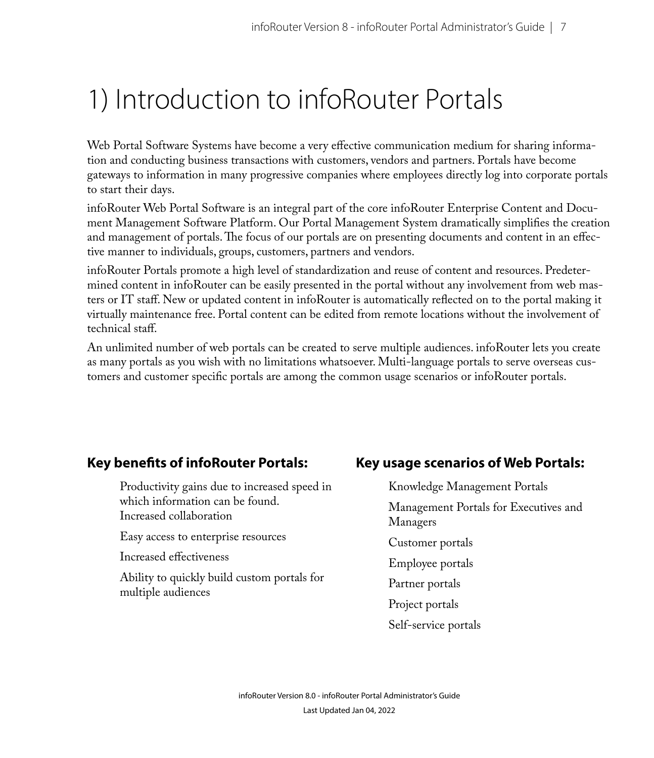# 1) Introduction to infoRouter Portals

Web Portal Software Systems have become a very effective communication medium for sharing information and conducting business transactions with customers, vendors and partners. Portals have become gateways to information in many progressive companies where employees directly log into corporate portals to start their days.

infoRouter Web Portal Software is an integral part of the core infoRouter Enterprise Content and Document Management Software Platform. Our Portal Management System dramatically simplifies the creation and management of portals. The focus of our portals are on presenting documents and content in an effective manner to individuals, groups, customers, partners and vendors.

infoRouter Portals promote a high level of standardization and reuse of content and resources. Predetermined content in infoRouter can be easily presented in the portal without any involvement from web masters or IT staff. New or updated content in infoRouter is automatically reflected on to the portal making it virtually maintenance free. Portal content can be edited from remote locations without the involvement of technical staff.

An unlimited number of web portals can be created to serve multiple audiences. infoRouter lets you create as many portals as you wish with no limitations whatsoever. Multi-language portals to serve overseas customers and customer specific portals are among the common usage scenarios or infoRouter portals.

### Key benefits of infoRouter Portals:

- Productivity gains due to increased speed in which information can be found.
- Increased collaboration
- Easy access to enterprise resources
- Increased effectiveness
- Ability to quickly build custom portals for multiple audiences

### Key usage scenarios of Web Portals:

- Knowledge Management Portals
- Management Portals for Executives and Managers
- Customer portals
- Employee portals
- Partner portals
- Project portals
- Self-service portals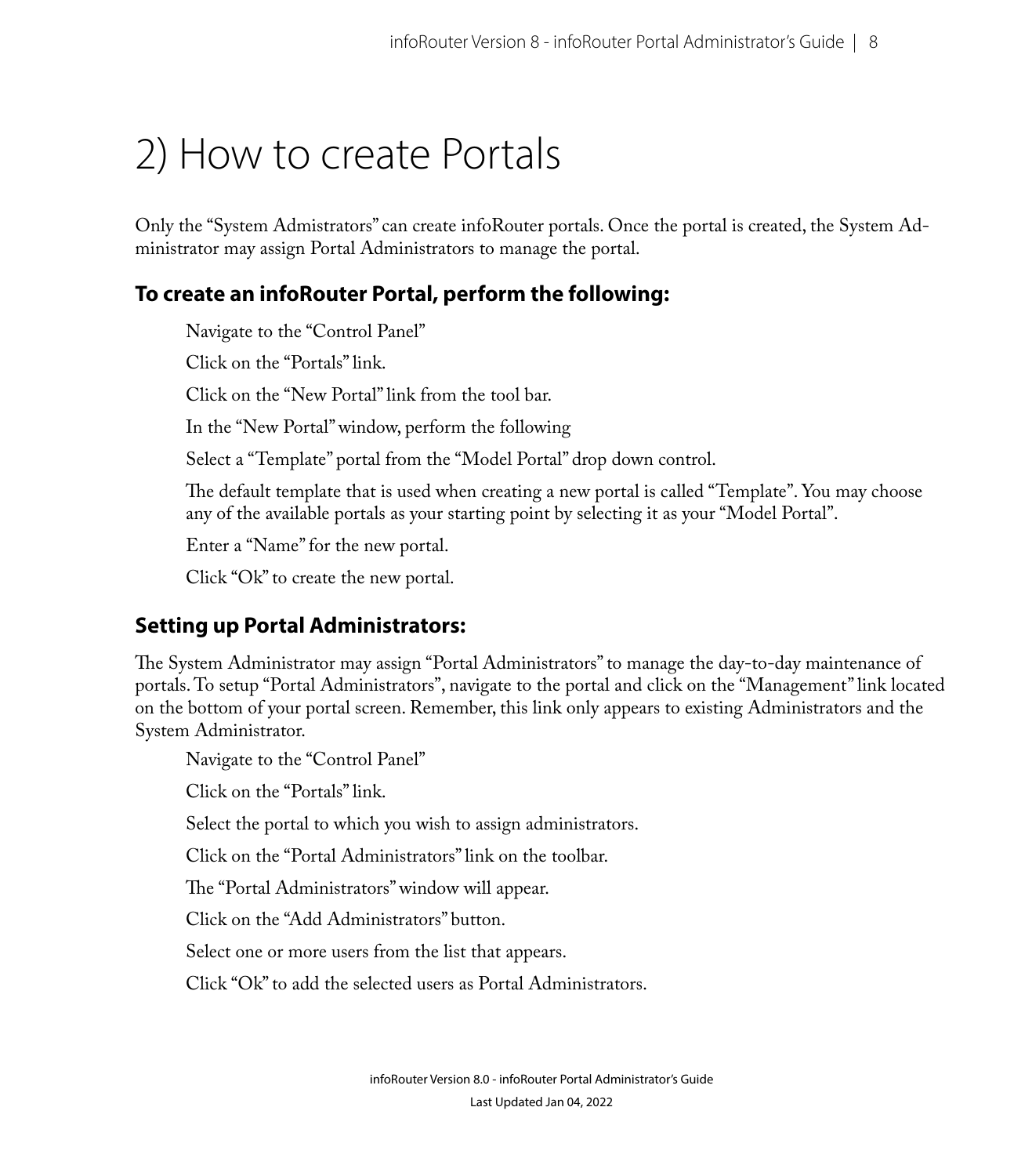# 2) How to create Portals

Only the “System Admistrators” can create infoRouter portals. Once the portal is created, the System Administrator may assign Portal Administrators to manage the portal.

### To create an infoRouter Portal, perform the following:

Navigate to the “Control Panel”

Click on the “Portals” link.

Click on the “New Portal” link from the tool bar.

In the “New Portal” window, perform the following

Select a “Template” portal from the “Model Portal” drop down control.

The default template that is used when creating a new portal is called “Template”. You may choose any of the available portals as your starting point by selecting it as your “Model Portal”.

Enter a “Name” for the new portal.

Click “Ok” to create the new portal.

### Setting up Portal Administrators:

The System Administrator may assign “Portal Administrators” to manage the day-to-day maintenance of portals. To setup “Portal Administrators”, navigate to the portal and click on the “Management” link located on the bottom of your portal screen. Remember, this link only appears to existing Administrators and the System Administrator.

Navigate to the “Control Panel”

Click on the “Portals” link.

Select the portal to which you wish to assign administrators.

Click on the “Portal Administrators” link on the toolbar.

The “Portal Administrators” window will appear.

Click on the “Add Administrators” button.

Select one or more users from the list that appears.

Click “Ok” to add the selected users as Portal Administrators.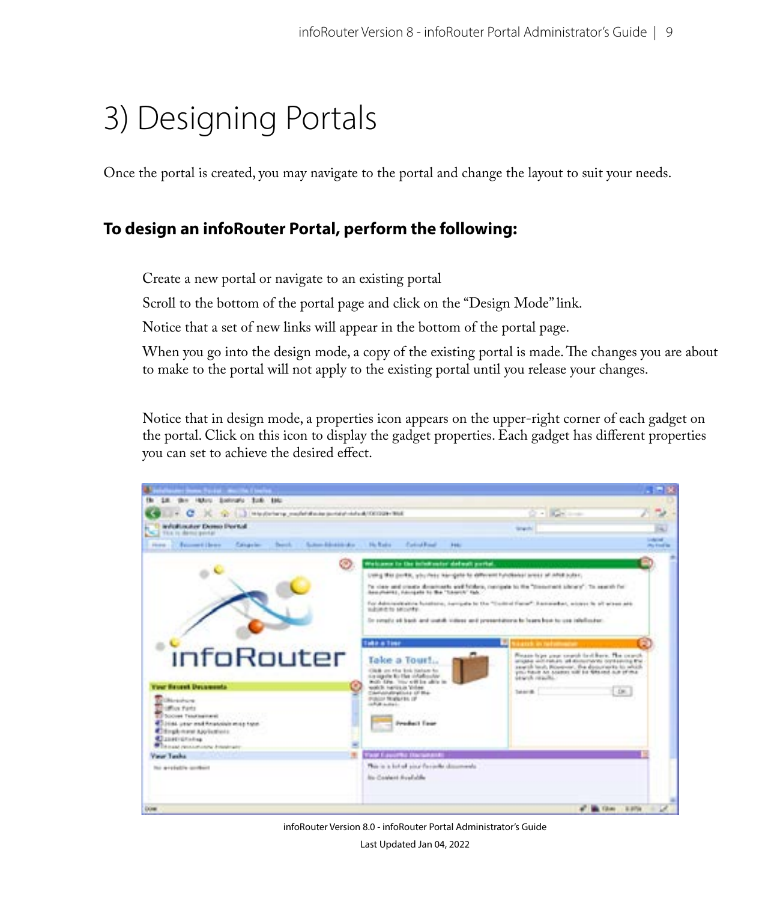# 3) Designing Portals

Once the portal is created, you may navigate to the portal and change the layout to suit your needs.

### To design an infoRouter Portal, perform the following:

Create a new portal or navigate to an existing portal

Scroll to the bottom of the portal page and click on the "Design Mode" link.

Notice that a set of new links will appear in the bottom of the portal page.

When you go into the design mode, a copy of the existing portal is made. The changes you are about to make to the portal will not apply to the existing portal until you release your changes.

Notice that in design mode, a properties icon appears on the upper-right corner of each gadget on the portal. Click on this icon to display the gadget properties. Each gadget has different properties you can set to achieve the desired effect.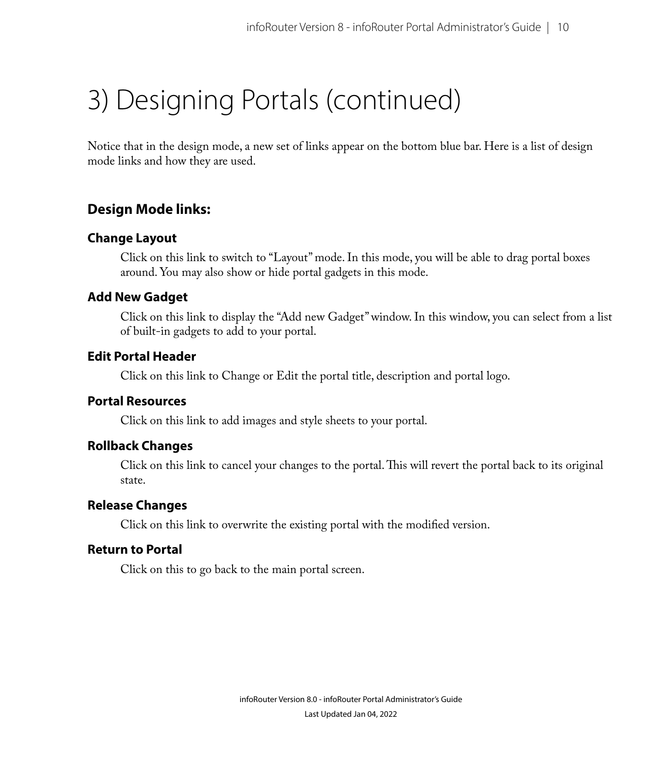# 3) Designing Portals (continued)

Notice that in the design mode, a new set of links appear on the bottom blue bar. Here is a list of design mode links and how they are used.

## Design Mode links:

### Change Layout

Click on this link to switch to "Layout" mode. In this mode, you will be able to drag portal boxes around. You may also show or hide portal gadgets in this mode.

### Add New Gadget

Click on this link to display the "Add new Gadget" window. In this window, you can select from a list of built-in gadgets to add to your portal.

### Edit Portal Header

Click on this link to Change or Edit the portal title, description and portal logo.

### Portal Resources

Click on this link to add images and style sheets to your portal.

### Rollback Changes

Click on this link to cancel your changes to the portal. This will revert the portal back to its original state.

### Release Changes

Click on this link to overwrite the existing portal with the modified version.

### Return to Portal

Click on this to go back to the main portal screen.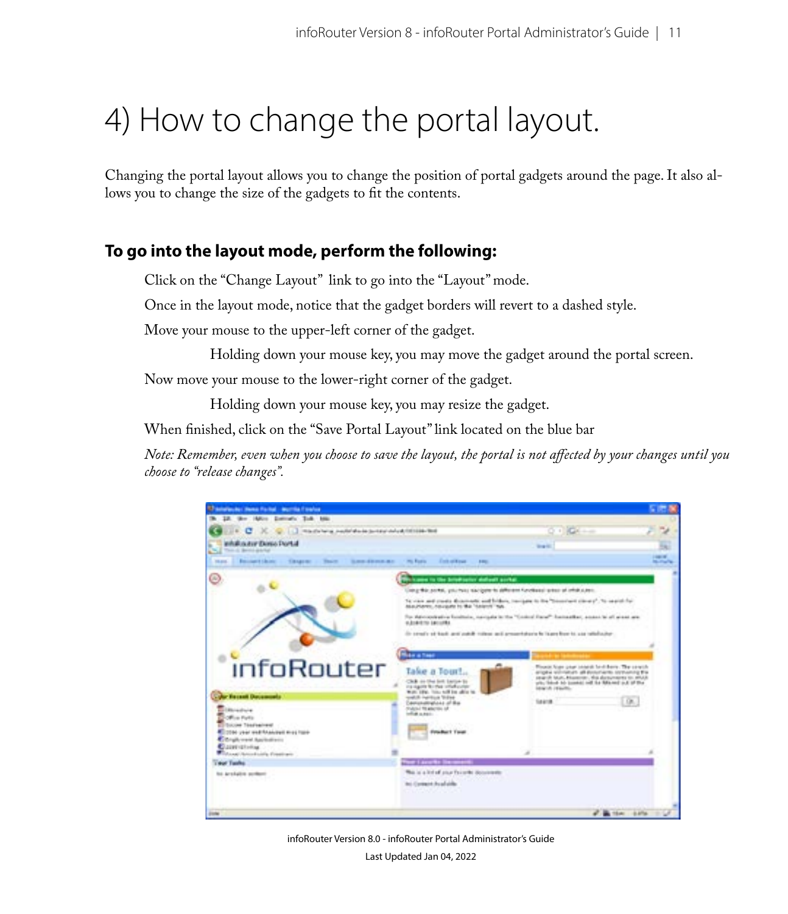# 4) How to change the portal layout.

Changing the portal layout allows you to change the position of portal gadgets around the page. It also allows you to change the size of the gadgets to fit the contents.

### To go into the layout mode, perform the following:

Click on the "Change Layout" link to go into the "Layout" mode.

Once in the layout mode, notice that the gadget borders will revert to a dashed style.

Move your mouse to the upper-left corner of the gadget.

Holding down your mouse key, you may move the gadget around the portal screen.

Now move your mouse to the lower-right corner of the gadget.

Holding down your mouse key, you may resize the gadget.

When finished, click on the "Save Portal Layout" link located on the blue bar

*Note: Remember, even when you choose to save the layout, the portal is not affected by your changes until you choose to "release changes".*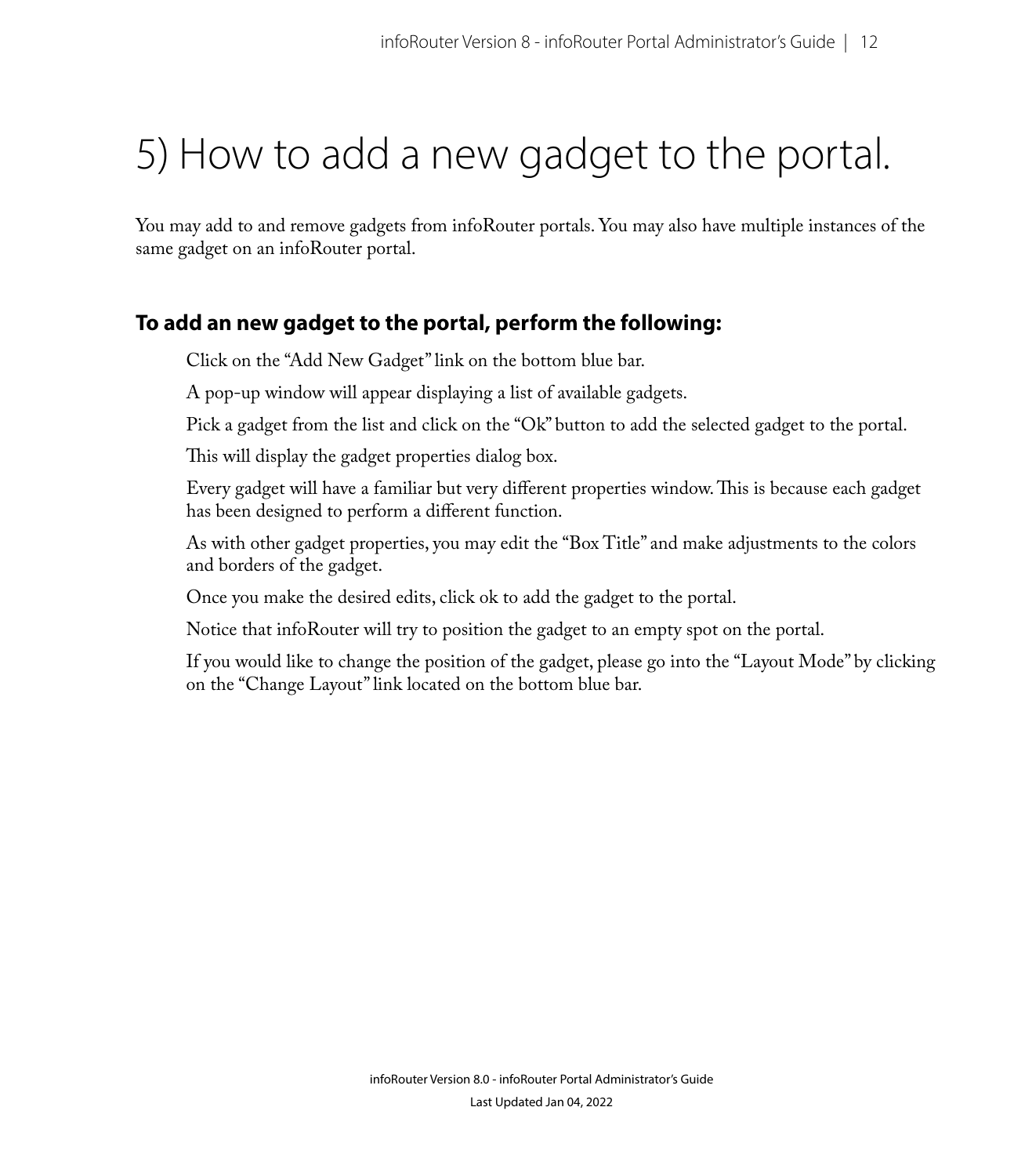# 5) How to add a new gadget to the portal.

You may add to and remove gadgets from infoRouter portals. You may also have multiple instances of the same gadget on an infoRouter portal.

### To add an new gadget to the portal, perform the following:

Click on the "Add New Gadget" link on the bottom blue bar.

A pop-up window will appear displaying a list of available gadgets.

Pick a gadget from the list and click on the "Ok" button to add the selected gadget to the portal.

This will display the gadget properties dialog box.

Every gadget will have a familiar but very different properties window. This is because each gadget has been designed to perform a different function.

As with other gadget properties, you may edit the "Box Title" and make adjustments to the colors and borders of the gadget.

Once you make the desired edits, click ok to add the gadget to the portal.

Notice that infoRouter will try to position the gadget to an empty spot on the portal.

If you would like to change the position of the gadget, please go into the "Layout Mode" by clicking on the "Change Layout" link located on the bottom blue bar.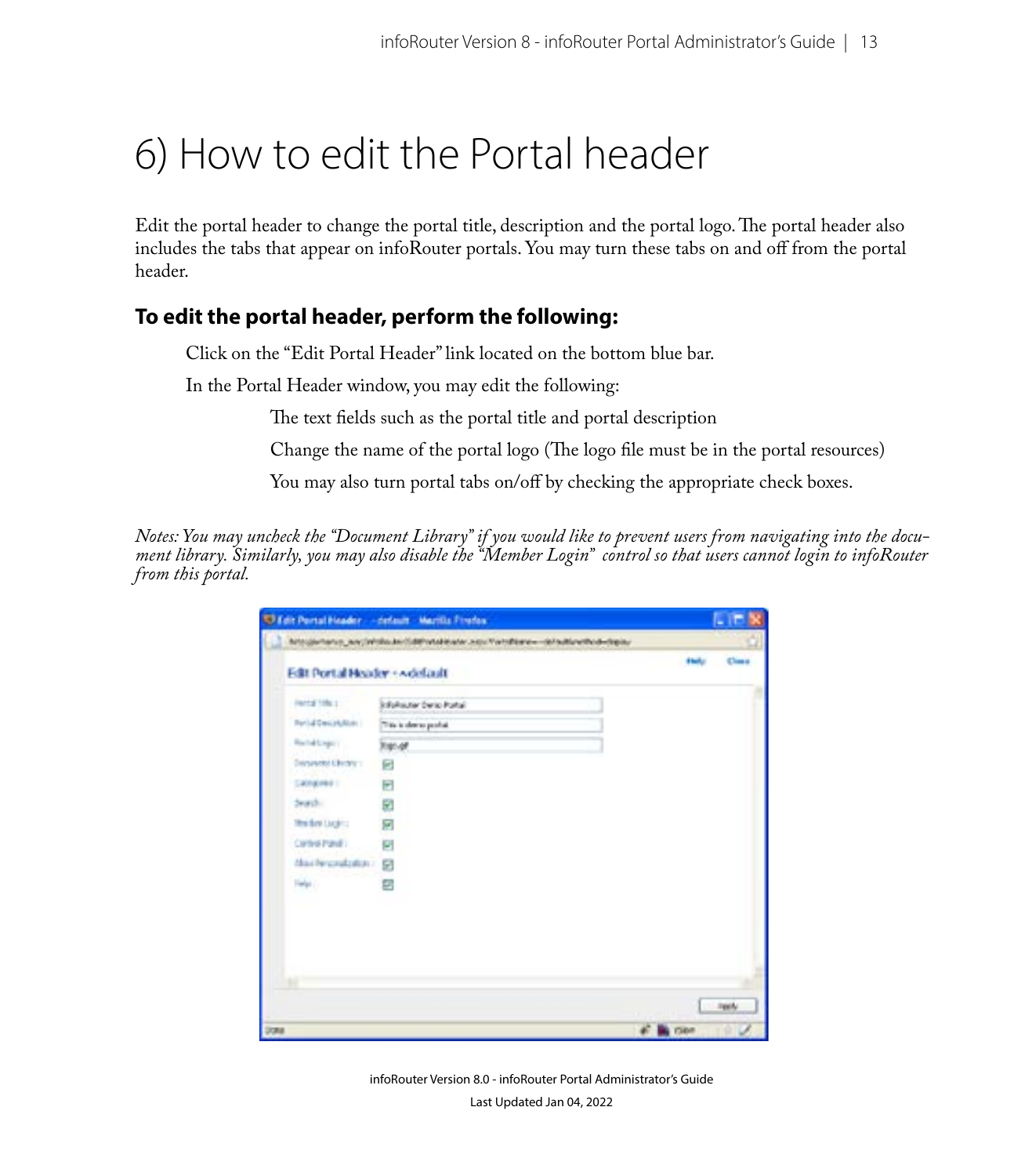# 6) How to edit the Portal header

Edit the portal header to change the portal title, description and the portal logo. The portal header also includes the tabs that appear on infoRouter portals. You may turn these tabs on and off from the portal header.

### To edit the portal header, perform the following:

Click on the "Edit Portal Header" link located on the bottom blue bar.

In the Portal Header window, you may edit the following:

The text fields such as the portal title and portal description

Change the name of the portal logo (The logo file must be in the portal resources)

You may also turn portal tabs on/off by checking the appropriate check boxes.

*Notes: You may uncheck the "Document Library" if you would like to prevent users from navigating into the document library. Similarly, you may also disable the "Member Login" control so that users cannot login to infoRouter from this portal.*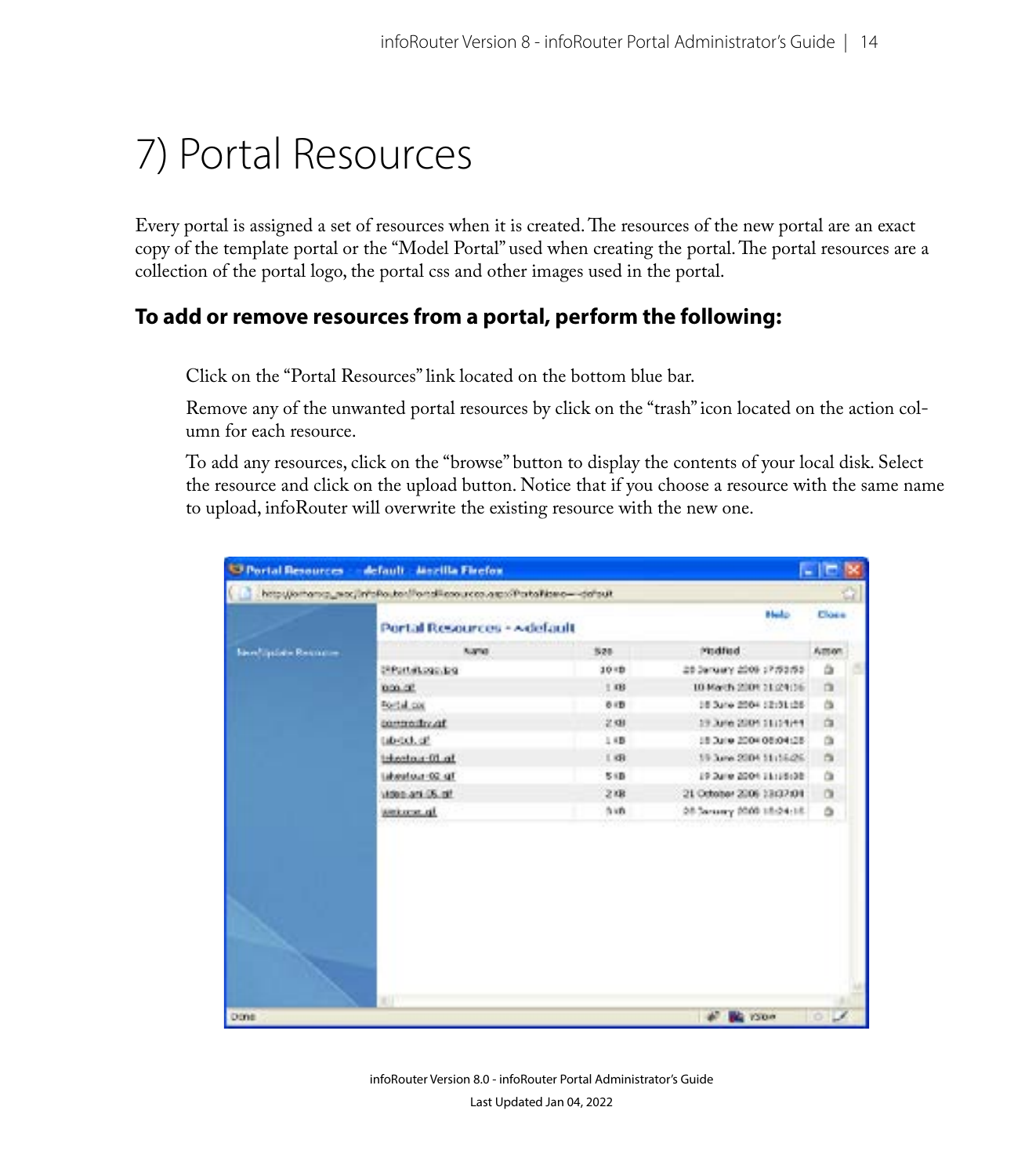# 7) Portal Resources

Every portal is assigned a set of resources when it is created. The resources of the new portal are an exact copy of the template portal or the "Model Portal" used when creating the portal. The portal resources are a collection of the portal logo, the portal css and other images used in the portal.

## To add or remove resources from a portal, perform the following:

Click on the "Portal Resources" link located on the bottom blue bar.

Remove any of the unwanted portal resources by click on the "trash" icon located on the action column for each resource.

To add any resources, click on the "browse" button to display the contents of your local disk. Select the resource and click on the upload button. Notice that if you choose a resource with the same name to upload, infoRouter will overwrite the existing resource with the new one.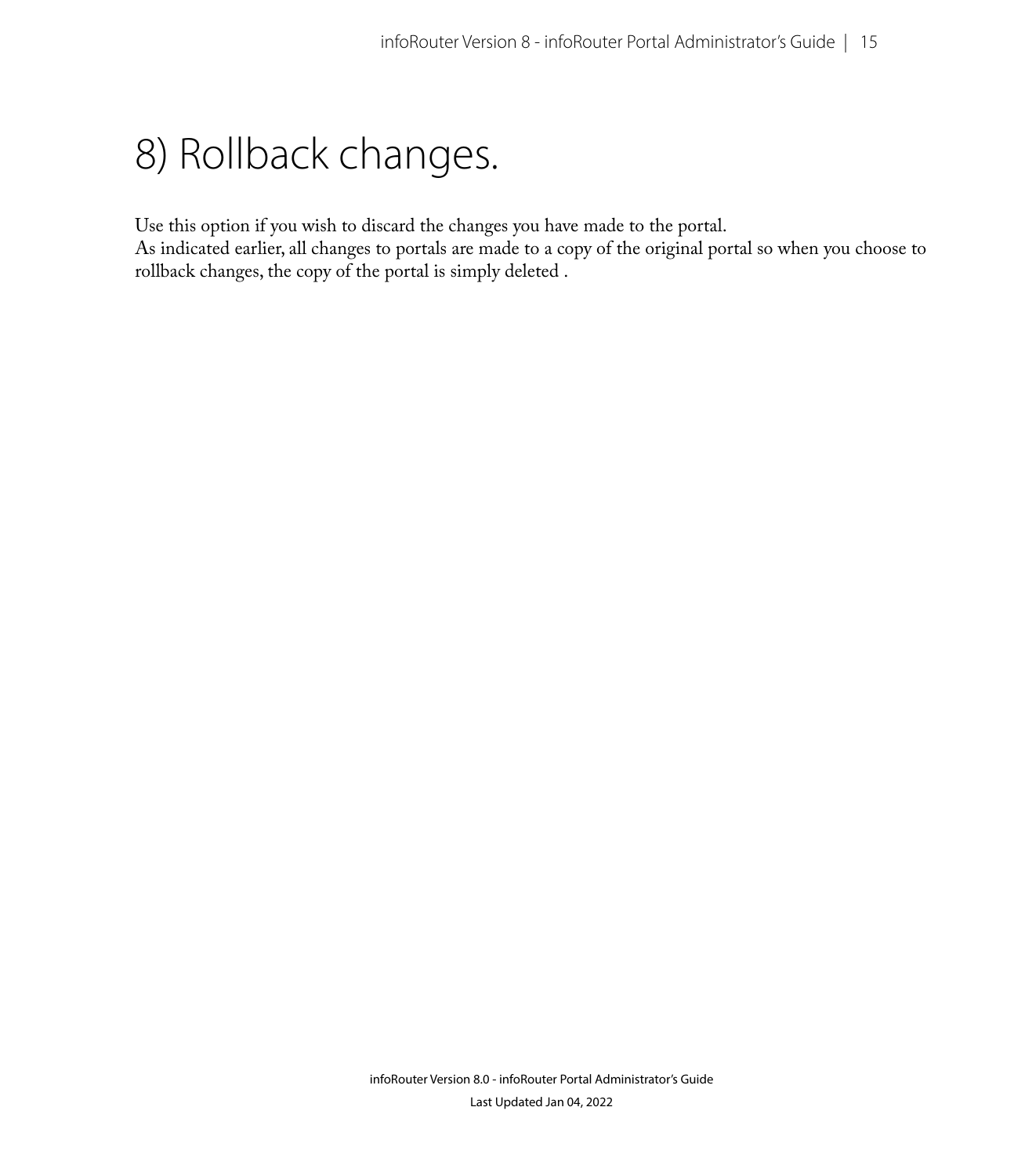# 8) Rollback changes.

Use this option if you wish to discard the changes you have made to the portal.
As indicated earlier, all changes to portals are made to a copy of the original portal so when you choose to rollback changes, the copy of the portal is simply deleted .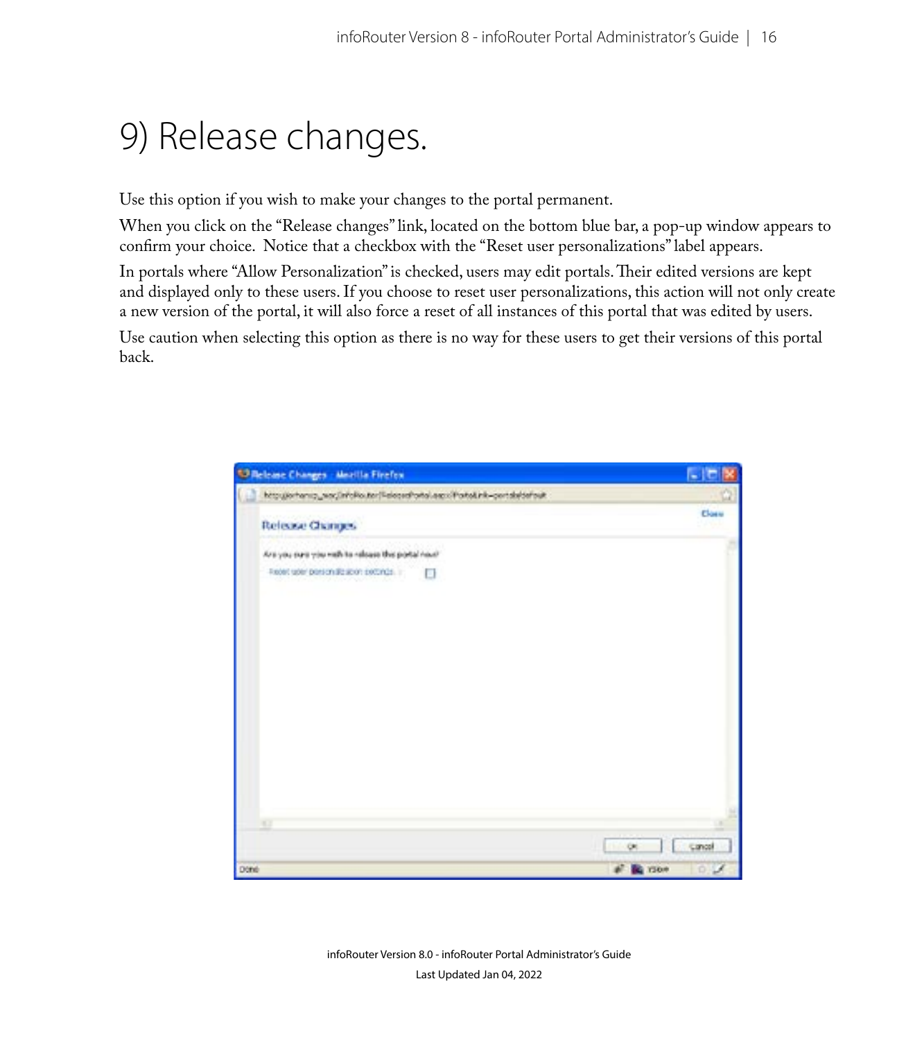# 9) Release changes.

Use this option if you wish to make your changes to the portal permanent.

When you click on the "Release changes" link, located on the bottom blue bar, a pop-up window appears to confirm your choice. Notice that a checkbox with the "Reset user personalizations" label appears.

In portals where "Allow Personalization" is checked, users may edit portals. Their edited versions are kept and displayed only to these users. If you choose to reset user personalizations, this action will not only create a new version of the portal, it will also force a reset of all instances of this portal that was edited by users.

Use caution when selecting this option as there is no way for these users to get their versions of this portal back.